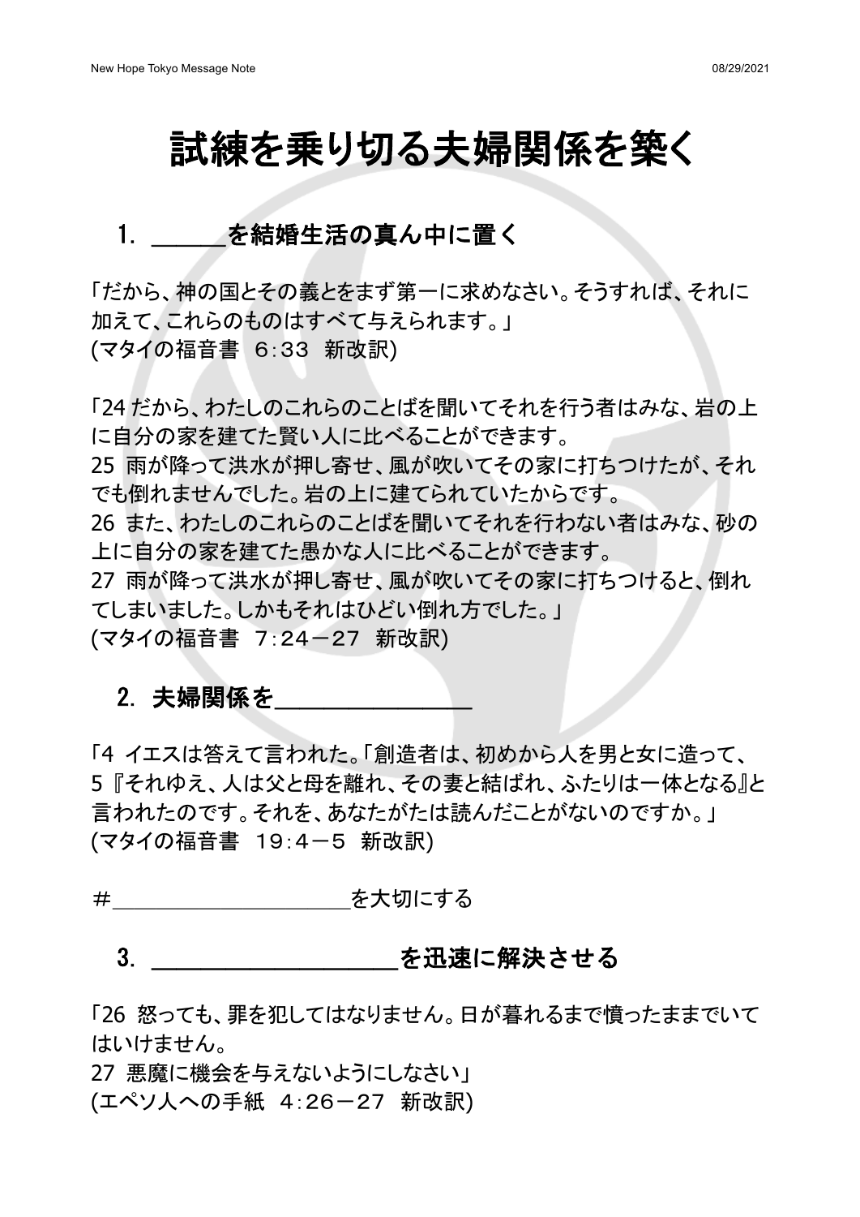# 試練を乗り切る夫婦関係を築く

## 1. ______を結婚生活の真ん中に置く

「だから、神の国とその義とをまず第一に求めなさい。そうすれば、それに加えて、これらのものはすべて与えられます。」
(マタイの福音書　6:33　新改訳)

「24 だから、わたしのこれらのことばを聞いてそれを行う者はみな、岩の上に自分の家を建てた賢い人に比べることができます。
25 雨が降って洪水が押し寄せ、風が吹いてその家に打ちつけたが、それでも倒れませんでした。岩の上に建てられていたからです。
26 また、わたしのこれらのことばを聞いてそれを行わない者はみな、砂の上に自分の家を建てた愚かな人に比べることができます。
27 雨が降って洪水が押し寄せ、風が吹いてその家に打ちつけると、倒れてしまいました。しかもそれはひどい倒れ方でした。」
(マタイの福音書　7:24－27　新改訳)

## 2. 夫婦関係を________________

「4 イエスは答えて言われた。「創造者は、初めから人を男と女に造って、
5『それゆえ、人は父と母を離れ、その妻と結ばれ、ふたりは一体となる』と言われたのです。それを、あなたがたは読んだことがないのですか。」
(マタイの福音書　19:4－5　新改訳)

＃____________________を大切にする

## 3. ____________________を迅速に解決させる

「26 怒っても、罪を犯してはなりません。日が暮れるまで憤ったままでいてはいけません。
27 悪魔に機会を与えないようにしなさい」
(エペソ人への手紙　4:26－27　新改訳)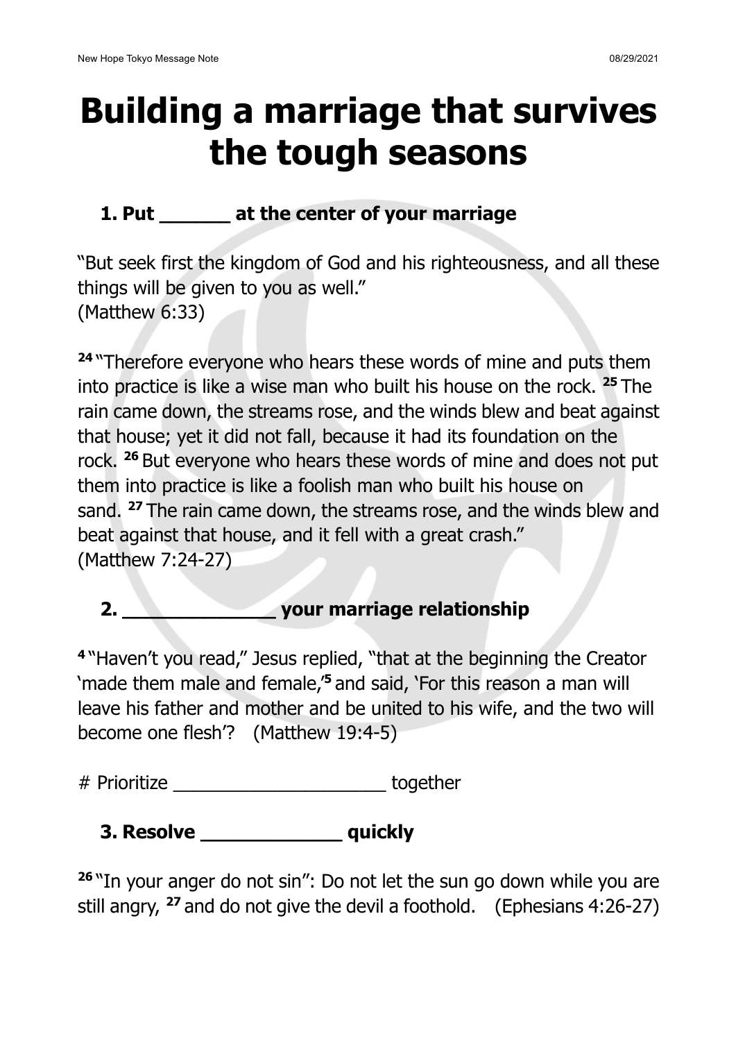# Building a marriage that survives the tough seasons

### 1. Put ______ at the center of your marriage

"But seek first the kingdom of God and his righteousness, and all these things will be given to you as well."
(Matthew 6:33)

[24] "Therefore everyone who hears these words of mine and puts them into practice is like a wise man who built his house on the rock. [25] The rain came down, the streams rose, and the winds blew and beat against that house; yet it did not fall, because it had its foundation on the rock. [26] But everyone who hears these words of mine and does not put them into practice is like a foolish man who built his house on sand. [27] The rain came down, the streams rose, and the winds blew and beat against that house, and it fell with a great crash."
(Matthew 7:24-27)

### 2. _____________ your marriage relationship

[4] "Haven't you read," Jesus replied, "that at the beginning the Creator 'made them male and female,'[5] and said, 'For this reason a man will leave his father and mother and be united to his wife, and the two will become one flesh'? (Matthew 19:4-5)

# Prioritize ____________________ together

### 3. Resolve ____________ quickly

[26] "In your anger do not sin": Do not let the sun go down while you are still angry, [27] and do not give the devil a foothold. (Ephesians 4:26-27)